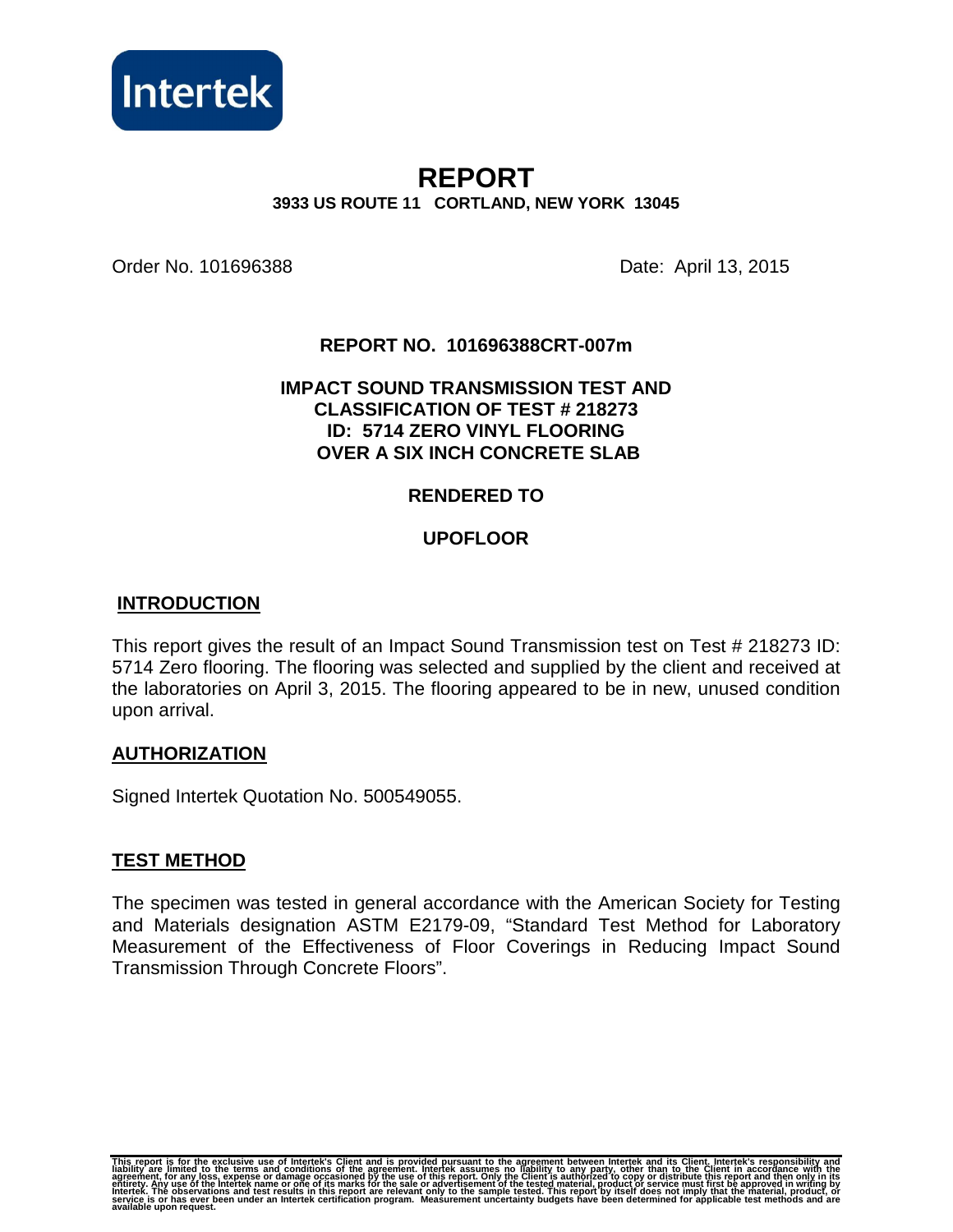Intertek

# REPORT

**3933 US ROUTE 11 CORTLAND, NEW YORK 13045**

Order No. 101696388 Date: April 13, 2015

**REPORT NO. 101696388CRT-007m**

**IMPACT SOUND TRANSMISSION TEST AND CLASSIFICATION OF TEST # 218273 ID: 5714 ZERO VINYL FLOORING OVER A SIX INCH CONCRETE SLAB**

**RENDERED TO**

**UPOFLOOR**

## INTRODUCTION

This report gives the result of an Impact Sound Transmission test on Test # 218273 ID: 5714 Zero flooring. The flooring was selected and supplied by the client and received at the laboratories on April 3, 2015. The flooring appeared to be in new, unused condition upon arrival.

## AUTHORIZATION

Signed Intertek Quotation No. 500549055.

## TEST METHOD

The specimen was tested in general accordance with the American Society for Testing and Materials designation ASTM E2179-09, "Standard Test Method for Laboratory Measurement of the Effectiveness of Floor Coverings in Reducing Impact Sound Transmission Through Concrete Floors".

This report is for the exclusive use of Intertek's Client and is provided pursuant to the agreement between Intertek and its Client. Intertek's responsibility and liability are limited to the terms and conditions of the agreement. Intertek assumes no liability to any party, other than to the Client in accordance with the agreement, for any loss, expense or damage occasioned by the use of this report. Only the Client is authorized to copy or distribute this report and then only in its entirety. Any use of the Intertek name or one of its marks for the sale or advertisement of the tested material, product or service must first be approved in writing by Intertek. The observations and test results in this report are relevant only to the sample tested. This report by itself does not imply that the material, product, or service is or has ever been under an Intertek certification program. Measurement uncertainty budgets have been determined for applicable test methods and are available upon request.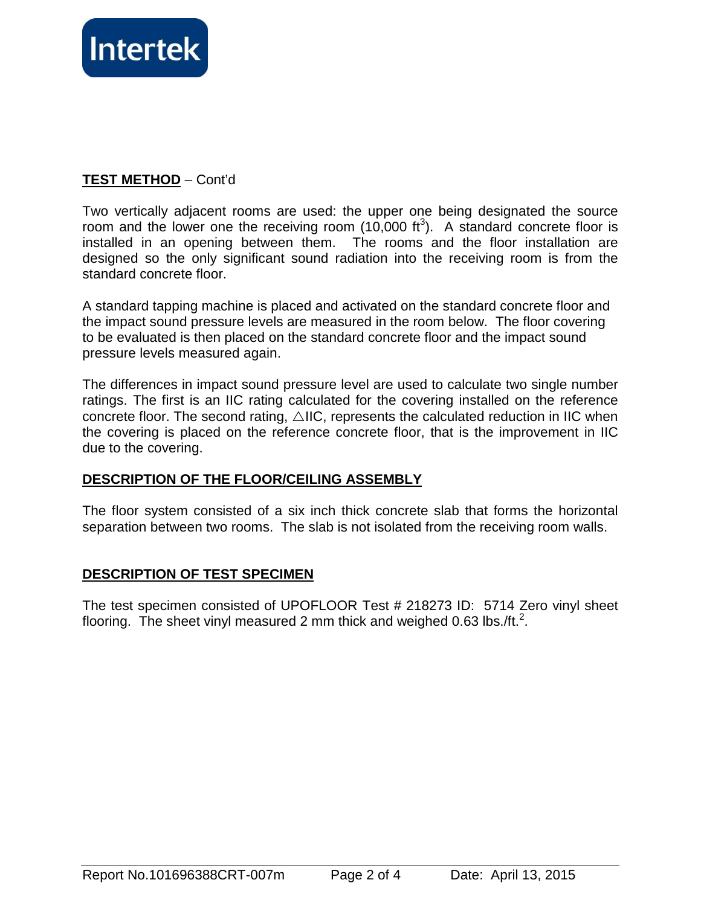**TEST METHOD** – Cont'd

Two vertically adjacent rooms are used: the upper one being designated the source room and the lower one the receiving room (10,000 $ft^3$). A standard concrete floor is installed in an opening between them. The rooms and the floor installation are designed so the only significant sound radiation into the receiving room is from the standard concrete floor.

A standard tapping machine is placed and activated on the standard concrete floor and the impact sound pressure levels are measured in the room below. The floor covering to be evaluated is then placed on the standard concrete floor and the impact sound pressure levels measured again.

The differences in impact sound pressure level are used to calculate two single number ratings. The first is an IIC rating calculated for the covering installed on the reference concrete floor. The second rating, △IIC, represents the calculated reduction in IIC when the covering is placed on the reference concrete floor, that is the improvement in IIC due to the covering.

**DESCRIPTION OF THE FLOOR/CEILING ASSEMBLY**

The floor system consisted of a six inch thick concrete slab that forms the horizontal separation between two rooms. The slab is not isolated from the receiving room walls.

**DESCRIPTION OF TEST SPECIMEN**

The test specimen consisted of UPOFLOOR Test # 218273 ID: 5714 Zero vinyl sheet flooring. The sheet vinyl measured 2 mm thick and weighed 0.63 $lbs./ft.^2$.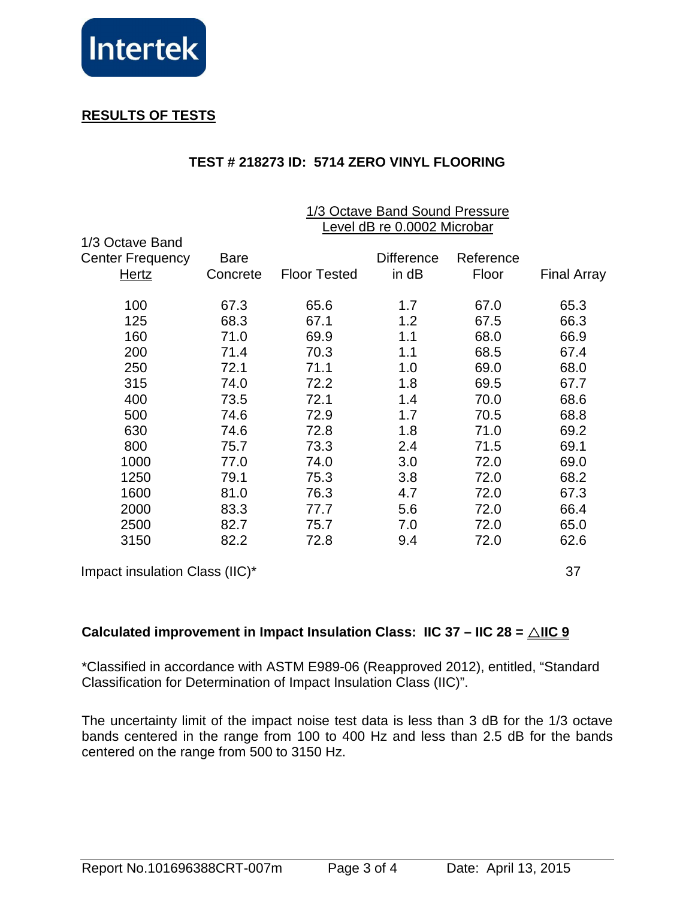**RESULTS OF TESTS**

**TEST # 218273 ID: 5714 ZERO VINYL FLOORING**

| 1/3 Octave Band Center Frequency Hertz | 1/3 Octave Band Sound Pressure Level dB re 0.0002 Microbar | | | | |
|---|---|---|---|---|---|
| | Bare Concrete | Floor Tested | Difference in dB | Reference Floor | Final Array |
| 100 | 67.3 | 65.6 | 1.7 | 67.0 | 65.3 |
| 125 | 68.3 | 67.1 | 1.2 | 67.5 | 66.3 |
| 160 | 71.0 | 69.9 | 1.1 | 68.0 | 66.9 |
| 200 | 71.4 | 70.3 | 1.1 | 68.5 | 67.4 |
| 250 | 72.1 | 71.1 | 1.0 | 69.0 | 68.0 |
| 315 | 74.0 | 72.2 | 1.8 | 69.5 | 67.7 |
| 400 | 73.5 | 72.1 | 1.4 | 70.0 | 68.6 |
| 500 | 74.6 | 72.9 | 1.7 | 70.5 | 68.8 |
| 630 | 74.6 | 72.8 | 1.8 | 71.0 | 69.2 |
| 800 | 75.7 | 73.3 | 2.4 | 71.5 | 69.1 |
| 1000 | 77.0 | 74.0 | 3.0 | 72.0 | 69.0 |
| 1250 | 79.1 | 75.3 | 3.8 | 72.0 | 68.2 |
| 1600 | 81.0 | 76.3 | 4.7 | 72.0 | 67.3 |
| 2000 | 83.3 | 77.7 | 5.6 | 72.0 | 66.4 |
| 2500 | 82.7 | 75.7 | 7.0 | 72.0 | 65.0 |
| 3150 | 82.2 | 72.8 | 9.4 | 72.0 | 62.6 |
| Impact insulation Class (IIC)* | | | | | 37 |

**Calculated improvement in Impact Insulation Class: IIC 37 – IIC 28 = △IIC 9**

*Classified in accordance with ASTM E989-06 (Reapproved 2012), entitled, "Standard Classification for Determination of Impact Insulation Class (IIC)".

The uncertainty limit of the impact noise test data is less than 3 dB for the 1/3 octave bands centered in the range from 100 to 400 Hz and less than 2.5 dB for the bands centered on the range from 500 to 3150 Hz.

Report No.101696388CRT-007m Date: April 13, 2015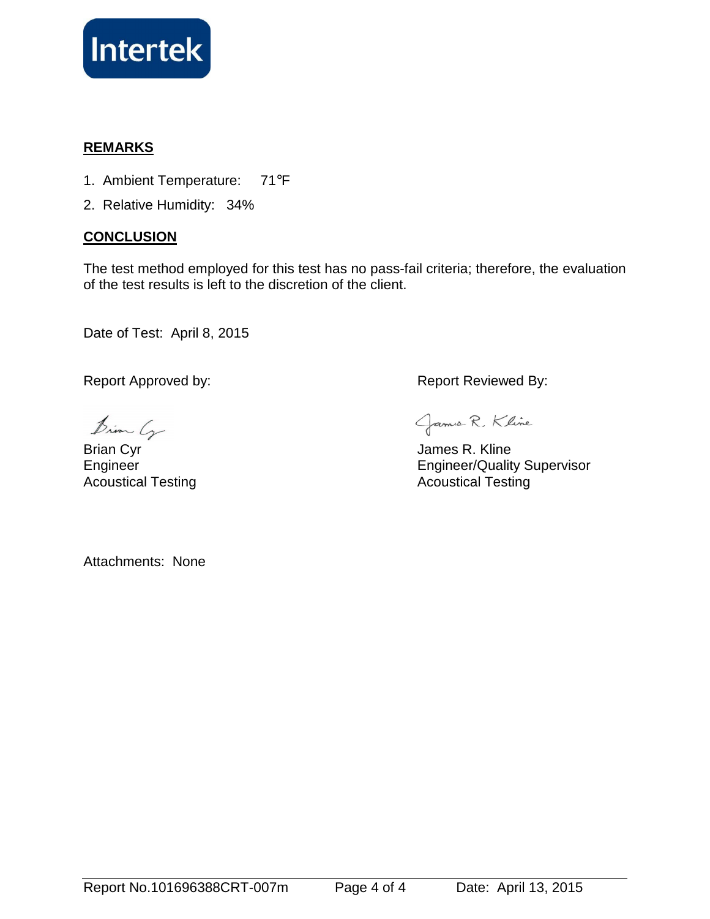## REMARKS

1. Ambient Temperature: 71°F
2. Relative Humidity: 34%

## CONCLUSION

The test method employed for this test has no pass-fail criteria; therefore, the evaluation of the test results is left to the discretion of the client.

Date of Test: April 8, 2015

Report Approved by:

Brian Cyr
Engineer
Acoustical Testing

Report Reviewed By:

James R. Kline
Engineer/Quality Supervisor
Acoustical Testing

Attachments: None